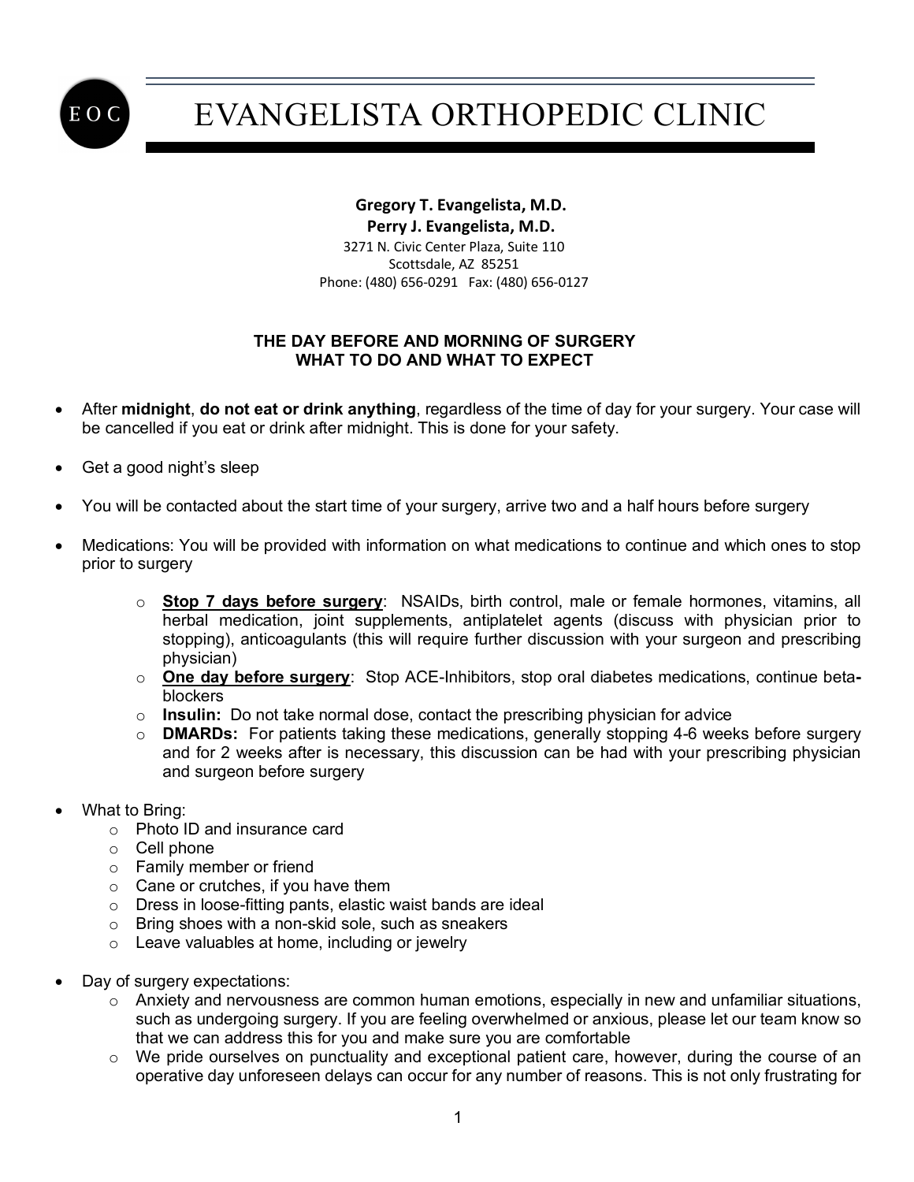# EVANGELISTA ORTHOPEDIC CLINIC

**Gregory T. Evangelista, M.D.**
**Perry J. Evangelista, M.D.**
3271 N. Civic Center Plaza, Suite 110
Scottsdale, AZ 85251
Phone: (480) 656-0291 Fax: (480) 656-0127

## THE DAY BEFORE AND MORNING OF SURGERY
## WHAT TO DO AND WHAT TO EXPECT

- After **midnight**, **do not eat or drink anything**, regardless of the time of day for your surgery. Your case will be cancelled if you eat or drink after midnight. This is done for your safety.
- Get a good night's sleep
- You will be contacted about the start time of your surgery, arrive two and a half hours before surgery
- Medications: You will be provided with information on what medications to continue and which ones to stop prior to surgery
  - **<u>Stop 7 days before surgery</u>**: NSAIDs, birth control, male or female hormones, vitamins, all herbal medication, joint supplements, antiplatelet agents (discuss with physician prior to stopping), anticoagulants (this will require further discussion with your surgeon and prescribing physician)
  - **<u>One day before surgery</u>**: Stop ACE-Inhibitors, stop oral diabetes medications, continue beta-blockers
  - **Insulin:** Do not take normal dose, contact the prescribing physician for advice
  - **DMARDs:** For patients taking these medications, generally stopping 4-6 weeks before surgery and for 2 weeks after is necessary, this discussion can be had with your prescribing physician and surgeon before surgery
- What to Bring:
  - Photo ID and insurance card
  - Cell phone
  - Family member or friend
  - Cane or crutches, if you have them
  - Dress in loose-fitting pants, elastic waist bands are ideal
  - Bring shoes with a non-skid sole, such as sneakers
  - Leave valuables at home, including or jewelry
- Day of surgery expectations:
  - Anxiety and nervousness are common human emotions, especially in new and unfamiliar situations, such as undergoing surgery. If you are feeling overwhelmed or anxious, please let our team know so that we can address this for you and make sure you are comfortable
  - We pride ourselves on punctuality and exceptional patient care, however, during the course of an operative day unforeseen delays can occur for any number of reasons. This is not only frustrating for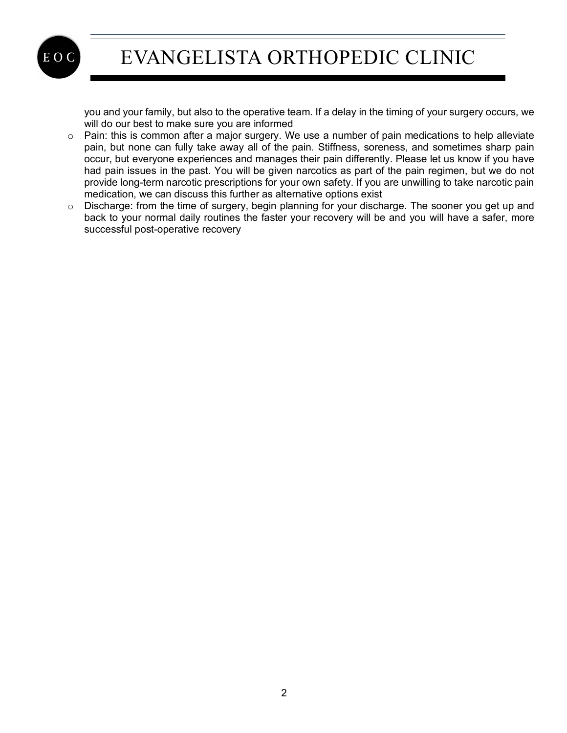you and your family, but also to the operative team. If a delay in the timing of your surgery occurs, we will do our best to make sure you are informed

- Pain: this is common after a major surgery. We use a number of pain medications to help alleviate pain, but none can fully take away all of the pain. Stiffness, soreness, and sometimes sharp pain occur, but everyone experiences and manages their pain differently. Please let us know if you have had pain issues in the past. You will be given narcotics as part of the pain regimen, but we do not provide long-term narcotic prescriptions for your own safety. If you are unwilling to take narcotic pain medication, we can discuss this further as alternative options exist
- Discharge: from the time of surgery, begin planning for your discharge. The sooner you get up and back to your normal daily routines the faster your recovery will be and you will have a safer, more successful post-operative recovery